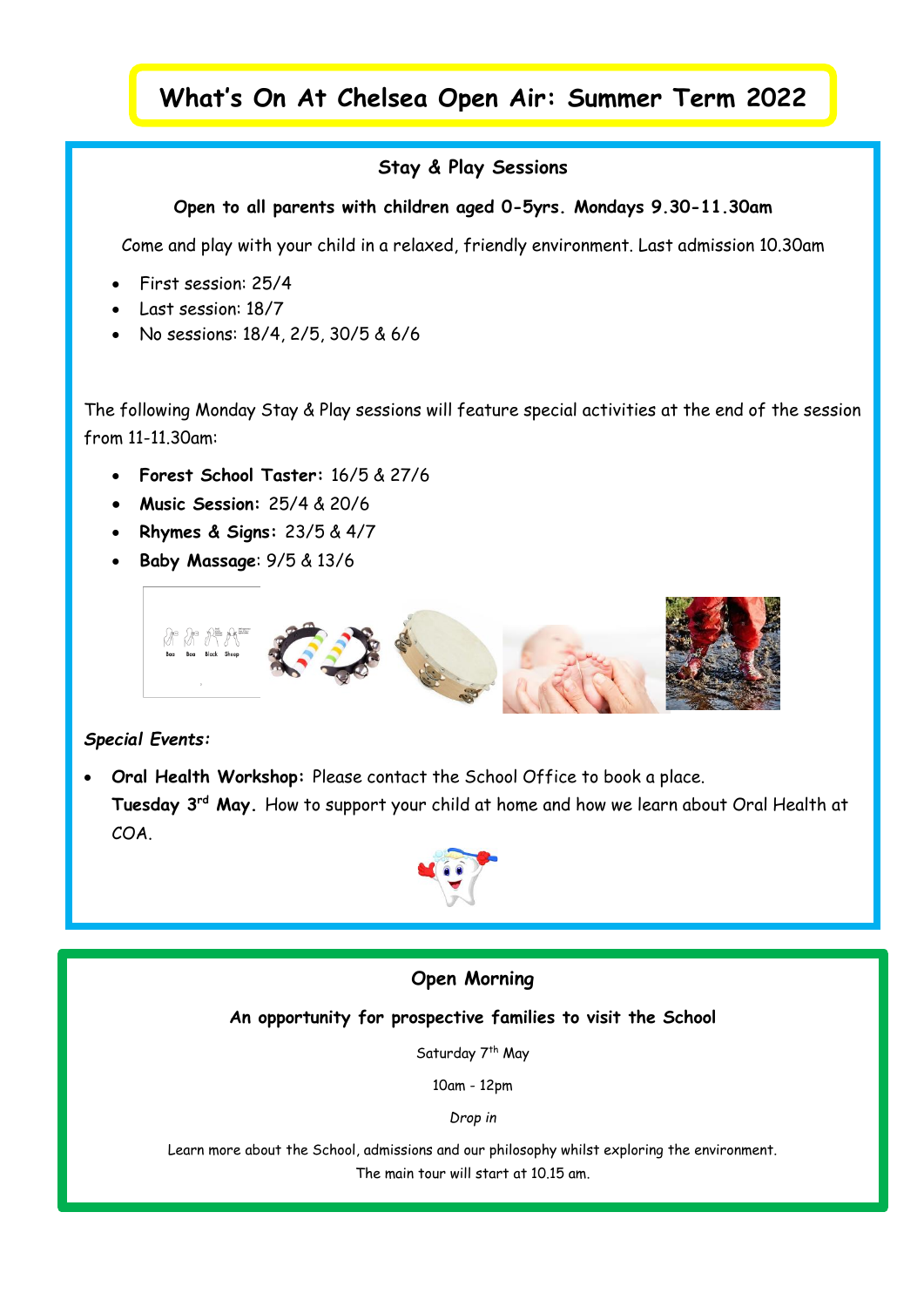# What's On At Chelsea Open Air: Summer Term 2022

## Stay & Play Sessions

**Open to all parents with children aged 0-5yrs. Mondays 9.30-11.30am**

Come and play with your child in a relaxed, friendly environment. Last admission 10.30am

- First session: 25/4
- Last session: 18/7
- No sessions: 18/4, 2/5, 30/5 & 6/6

The following Monday Stay & Play sessions will feature special activities at the end of the session from 11-11.30am:

- **Forest School Taster:** 16/5 & 27/6
- **Music Session:** 25/4 & 20/6
- **Rhymes & Signs:** 23/5 & 4/7
- **Baby Massage**: 9/5 & 13/6

*Special Events:*

- **Oral Health Workshop:** Please contact the School Office to book a place.
  **Tuesday 3rd May.** How to support your child at home and how we learn about Oral Health at COA.

## Open Morning

**An opportunity for prospective families to visit the School**

Saturday 7th May

10am - 12pm

*Drop in*

Learn more about the School, admissions and our philosophy whilst exploring the environment.
The main tour will start at 10.15 am.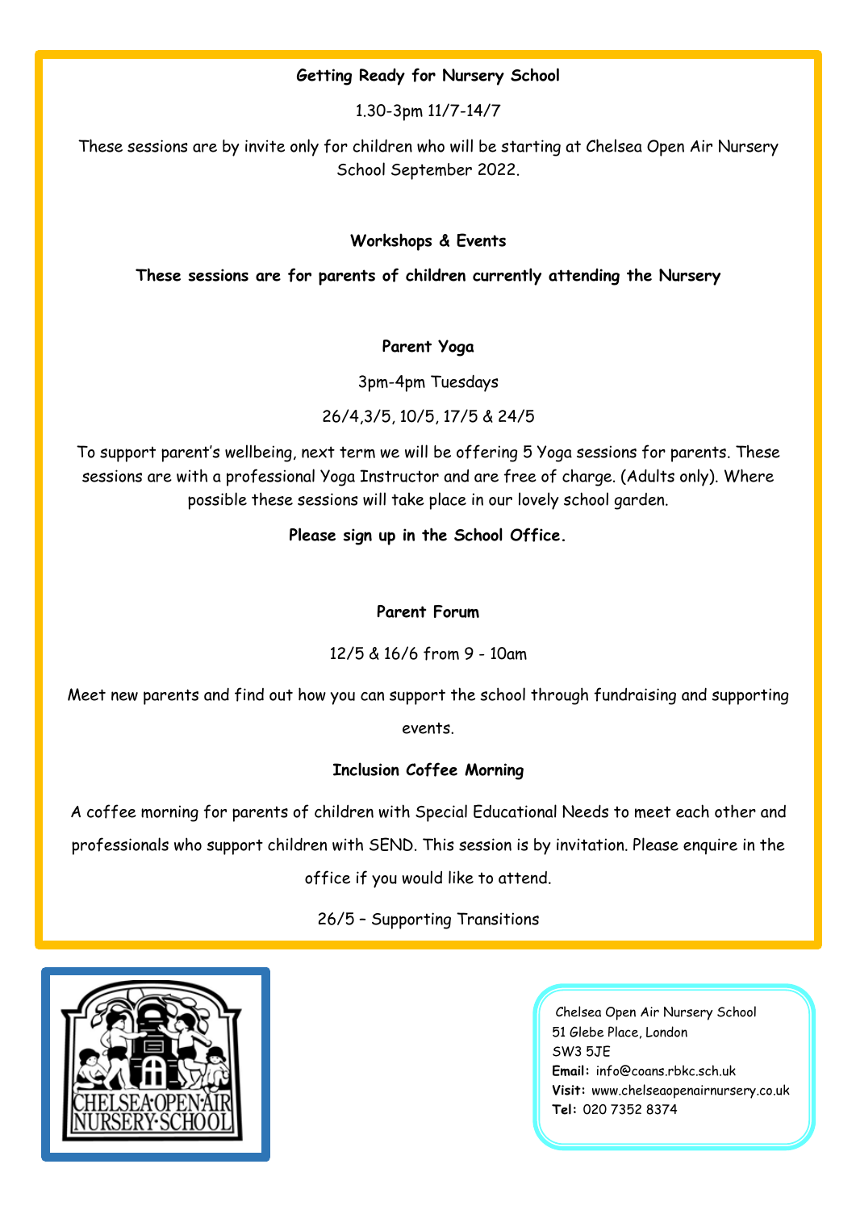**Getting Ready for Nursery School**

1.30-3pm 11/7-14/7

These sessions are by invite only for children who will be starting at Chelsea Open Air Nursery School September 2022.

## Workshops & Events

**These sessions are for parents of children currently attending the Nursery**

**Parent Yoga**

3pm-4pm Tuesdays

26/4,3/5, 10/5, 17/5 & 24/5

To support parent's wellbeing, next term we will be offering 5 Yoga sessions for parents. These sessions are with a professional Yoga Instructor and are free of charge. (Adults only). Where possible these sessions will take place in our lovely school garden.

**Please sign up in the School Office.**

**Parent Forum**

12/5 & 16/6 from 9 - 10am

Meet new parents and find out how you can support the school through fundraising and supporting events.

**Inclusion Coffee Morning**

A coffee morning for parents of children with Special Educational Needs to meet each other and professionals who support children with SEND. This session is by invitation. Please enquire in the office if you would like to attend.

26/5 – Supporting Transitions

CHELSEA·OPEN·AIR NURSERY·SCHOOL

Chelsea Open Air Nursery School
51 Glebe Place, London
SW3 5JE
**Email:** info@coans.rbkc.sch.uk
**Visit:** www.chelseaopenairnursery.co.uk
**Tel:** 020 7352 8374